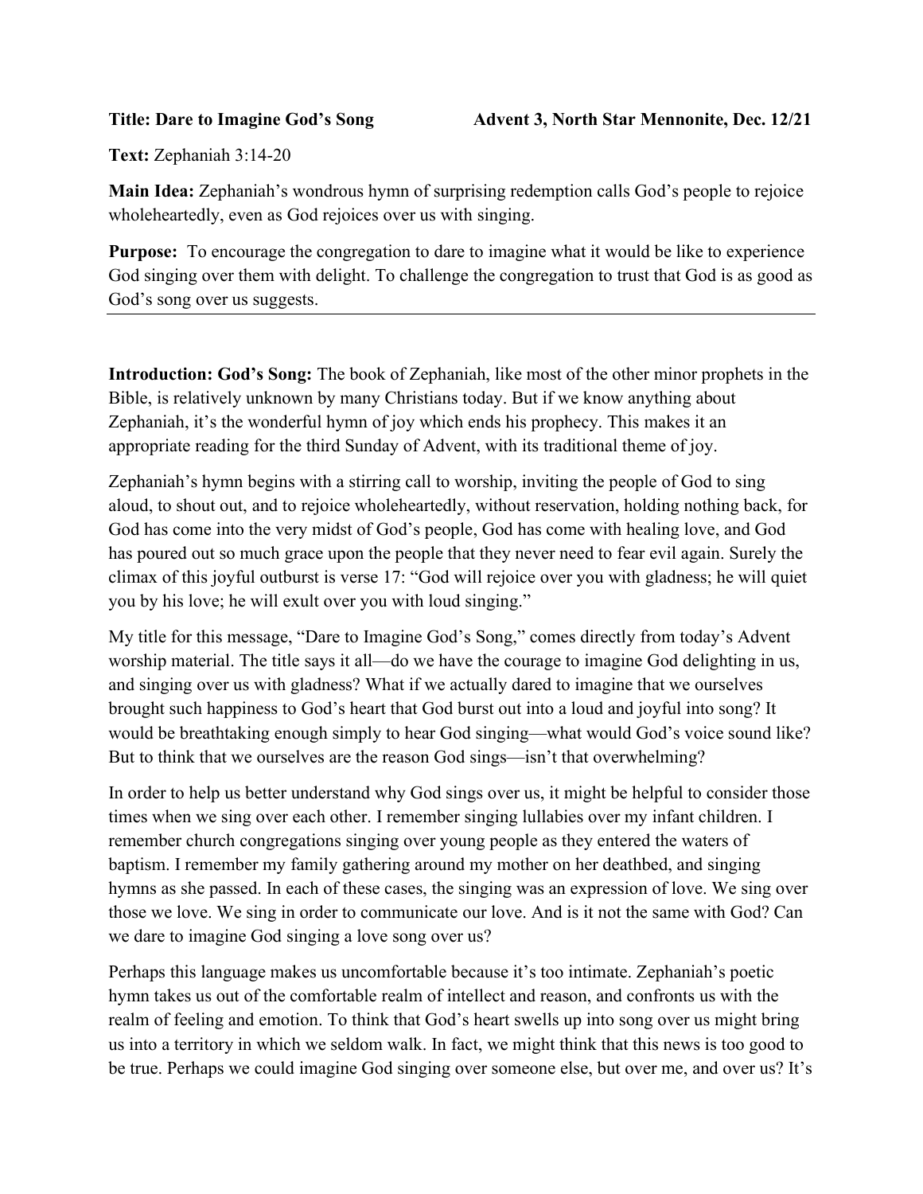**Title: Dare to Imagine God's Song** **Advent 3, North Star Mennonite, Dec. 12/21**

**Text:** Zephaniah 3:14-20

**Main Idea:** Zephaniah's wondrous hymn of surprising redemption calls God's people to rejoice wholeheartedly, even as God rejoices over us with singing.

**Purpose:** To encourage the congregation to dare to imagine what it would be like to experience God singing over them with delight. To challenge the congregation to trust that God is as good as God's song over us suggests.

---

**Introduction: God's Song:** The book of Zephaniah, like most of the other minor prophets in the Bible, is relatively unknown by many Christians today. But if we know anything about Zephaniah, it's the wonderful hymn of joy which ends his prophecy. This makes it an appropriate reading for the third Sunday of Advent, with its traditional theme of joy.

Zephaniah's hymn begins with a stirring call to worship, inviting the people of God to sing aloud, to shout out, and to rejoice wholeheartedly, without reservation, holding nothing back, for God has come into the very midst of God's people, God has come with healing love, and God has poured out so much grace upon the people that they never need to fear evil again. Surely the climax of this joyful outburst is verse 17: "God will rejoice over you with gladness; he will quiet you by his love; he will exult over you with loud singing."

My title for this message, "Dare to Imagine God's Song," comes directly from today's Advent worship material. The title says it all—do we have the courage to imagine God delighting in us, and singing over us with gladness? What if we actually dared to imagine that we ourselves brought such happiness to God's heart that God burst out into a loud and joyful into song? It would be breathtaking enough simply to hear God singing—what would God's voice sound like? But to think that we ourselves are the reason God sings—isn't that overwhelming?

In order to help us better understand why God sings over us, it might be helpful to consider those times when we sing over each other. I remember singing lullabies over my infant children. I remember church congregations singing over young people as they entered the waters of baptism. I remember my family gathering around my mother on her deathbed, and singing hymns as she passed. In each of these cases, the singing was an expression of love. We sing over those we love. We sing in order to communicate our love. And is it not the same with God? Can we dare to imagine God singing a love song over us?

Perhaps this language makes us uncomfortable because it's too intimate. Zephaniah's poetic hymn takes us out of the comfortable realm of intellect and reason, and confronts us with the realm of feeling and emotion. To think that God's heart swells up into song over us might bring us into a territory in which we seldom walk. In fact, we might think that this news is too good to be true. Perhaps we could imagine God singing over someone else, but over me, and over us? It's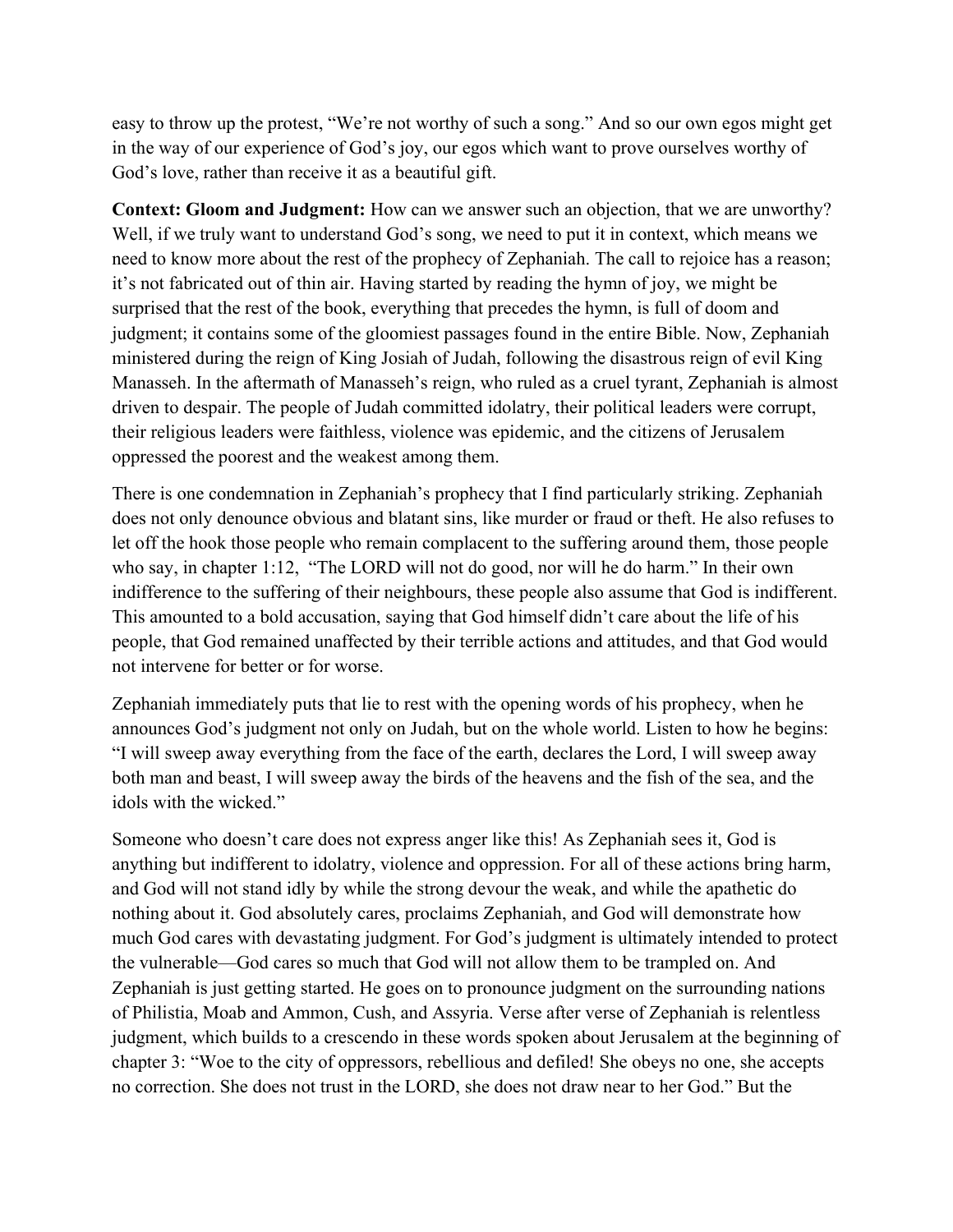easy to throw up the protest, "We're not worthy of such a song." And so our own egos might get in the way of our experience of God's joy, our egos which want to prove ourselves worthy of God's love, rather than receive it as a beautiful gift.

**Context: Gloom and Judgment:** How can we answer such an objection, that we are unworthy? Well, if we truly want to understand God's song, we need to put it in context, which means we need to know more about the rest of the prophecy of Zephaniah. The call to rejoice has a reason; it's not fabricated out of thin air. Having started by reading the hymn of joy, we might be surprised that the rest of the book, everything that precedes the hymn, is full of doom and judgment; it contains some of the gloomiest passages found in the entire Bible. Now, Zephaniah ministered during the reign of King Josiah of Judah, following the disastrous reign of evil King Manasseh. In the aftermath of Manasseh's reign, who ruled as a cruel tyrant, Zephaniah is almost driven to despair. The people of Judah committed idolatry, their political leaders were corrupt, their religious leaders were faithless, violence was epidemic, and the citizens of Jerusalem oppressed the poorest and the weakest among them.

There is one condemnation in Zephaniah's prophecy that I find particularly striking. Zephaniah does not only denounce obvious and blatant sins, like murder or fraud or theft. He also refuses to let off the hook those people who remain complacent to the suffering around them, those people who say, in chapter 1:12, "The LORD will not do good, nor will he do harm." In their own indifference to the suffering of their neighbours, these people also assume that God is indifferent. This amounted to a bold accusation, saying that God himself didn't care about the life of his people, that God remained unaffected by their terrible actions and attitudes, and that God would not intervene for better or for worse.

Zephaniah immediately puts that lie to rest with the opening words of his prophecy, when he announces God's judgment not only on Judah, but on the whole world. Listen to how he begins: "I will sweep away everything from the face of the earth, declares the Lord, I will sweep away both man and beast, I will sweep away the birds of the heavens and the fish of the sea, and the idols with the wicked."

Someone who doesn't care does not express anger like this! As Zephaniah sees it, God is anything but indifferent to idolatry, violence and oppression. For all of these actions bring harm, and God will not stand idly by while the strong devour the weak, and while the apathetic do nothing about it. God absolutely cares, proclaims Zephaniah, and God will demonstrate how much God cares with devastating judgment. For God's judgment is ultimately intended to protect the vulnerable—God cares so much that God will not allow them to be trampled on. And Zephaniah is just getting started. He goes on to pronounce judgment on the surrounding nations of Philistia, Moab and Ammon, Cush, and Assyria. Verse after verse of Zephaniah is relentless judgment, which builds to a crescendo in these words spoken about Jerusalem at the beginning of chapter 3: "Woe to the city of oppressors, rebellious and defiled! She obeys no one, she accepts no correction. She does not trust in the LORD, she does not draw near to her God." But the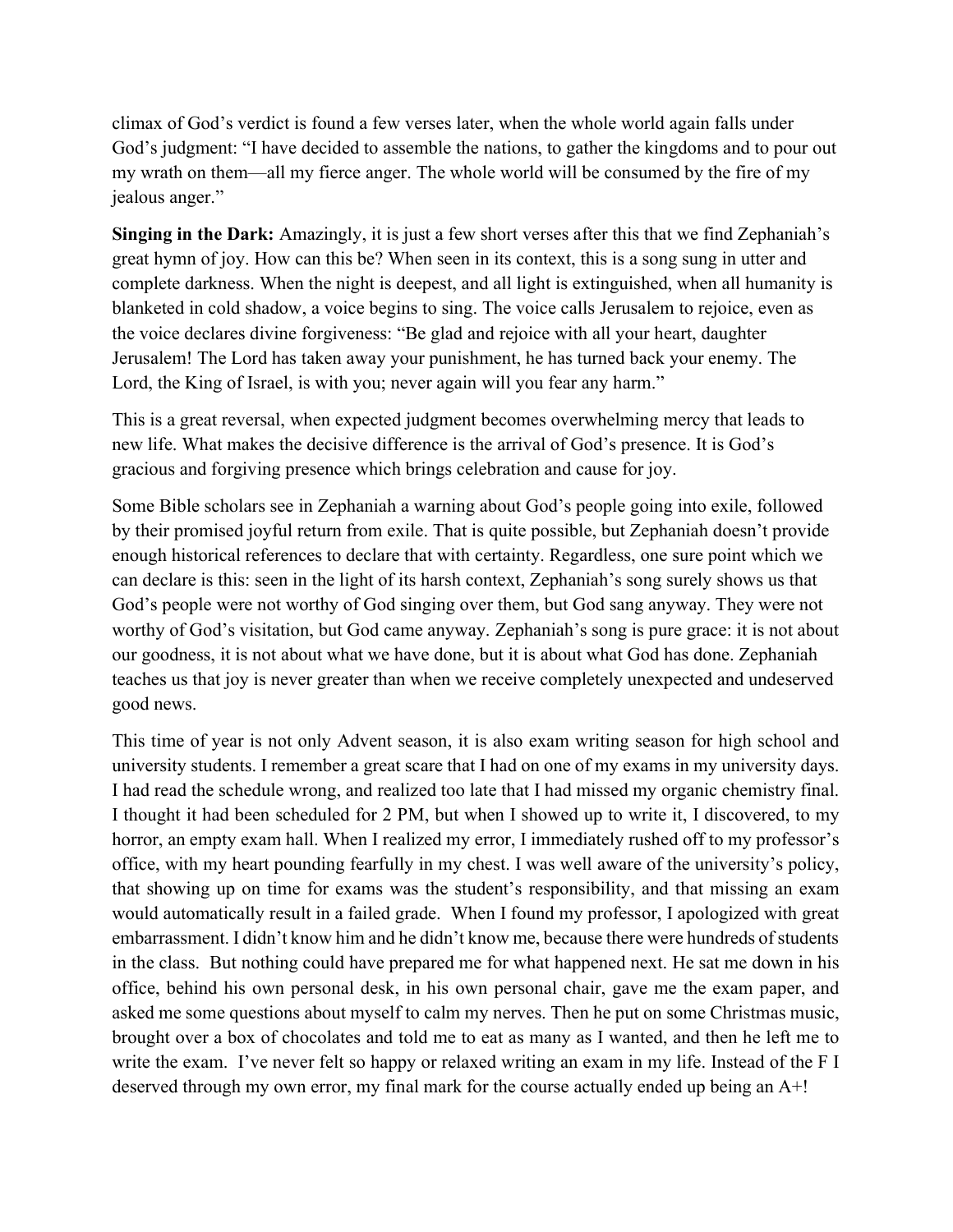climax of God's verdict is found a few verses later, when the whole world again falls under God's judgment: "I have decided to assemble the nations, to gather the kingdoms and to pour out my wrath on them—all my fierce anger. The whole world will be consumed by the fire of my jealous anger."

**Singing in the Dark:** Amazingly, it is just a few short verses after this that we find Zephaniah's great hymn of joy. How can this be? When seen in its context, this is a song sung in utter and complete darkness. When the night is deepest, and all light is extinguished, when all humanity is blanketed in cold shadow, a voice begins to sing. The voice calls Jerusalem to rejoice, even as the voice declares divine forgiveness: "Be glad and rejoice with all your heart, daughter Jerusalem! The Lord has taken away your punishment, he has turned back your enemy. The Lord, the King of Israel, is with you; never again will you fear any harm."

This is a great reversal, when expected judgment becomes overwhelming mercy that leads to new life. What makes the decisive difference is the arrival of God's presence. It is God's gracious and forgiving presence which brings celebration and cause for joy.

Some Bible scholars see in Zephaniah a warning about God's people going into exile, followed by their promised joyful return from exile. That is quite possible, but Zephaniah doesn't provide enough historical references to declare that with certainty. Regardless, one sure point which we can declare is this: seen in the light of its harsh context, Zephaniah's song surely shows us that God's people were not worthy of God singing over them, but God sang anyway. They were not worthy of God's visitation, but God came anyway. Zephaniah's song is pure grace: it is not about our goodness, it is not about what we have done, but it is about what God has done. Zephaniah teaches us that joy is never greater than when we receive completely unexpected and undeserved good news.

This time of year is not only Advent season, it is also exam writing season for high school and university students. I remember a great scare that I had on one of my exams in my university days. I had read the schedule wrong, and realized too late that I had missed my organic chemistry final. I thought it had been scheduled for 2 PM, but when I showed up to write it, I discovered, to my horror, an empty exam hall. When I realized my error, I immediately rushed off to my professor's office, with my heart pounding fearfully in my chest. I was well aware of the university's policy, that showing up on time for exams was the student's responsibility, and that missing an exam would automatically result in a failed grade. When I found my professor, I apologized with great embarrassment. I didn't know him and he didn't know me, because there were hundreds of students in the class. But nothing could have prepared me for what happened next. He sat me down in his office, behind his own personal desk, in his own personal chair, gave me the exam paper, and asked me some questions about myself to calm my nerves. Then he put on some Christmas music, brought over a box of chocolates and told me to eat as many as I wanted, and then he left me to write the exam. I've never felt so happy or relaxed writing an exam in my life. Instead of the F I deserved through my own error, my final mark for the course actually ended up being an A+!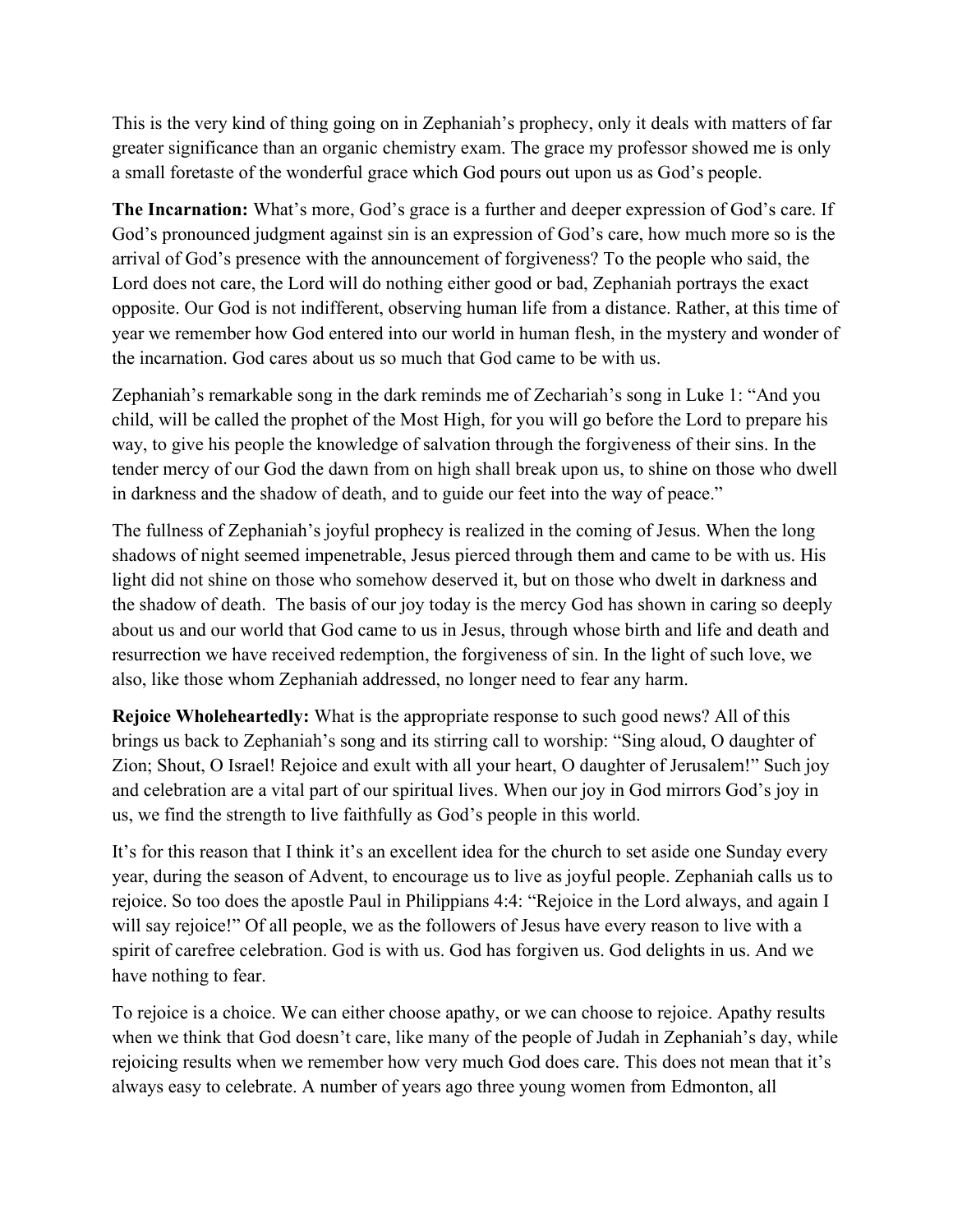This is the very kind of thing going on in Zephaniah's prophecy, only it deals with matters of far greater significance than an organic chemistry exam. The grace my professor showed me is only a small foretaste of the wonderful grace which God pours out upon us as God's people.

**The Incarnation:** What's more, God's grace is a further and deeper expression of God's care. If God's pronounced judgment against sin is an expression of God's care, how much more so is the arrival of God's presence with the announcement of forgiveness? To the people who said, the Lord does not care, the Lord will do nothing either good or bad, Zephaniah portrays the exact opposite. Our God is not indifferent, observing human life from a distance. Rather, at this time of year we remember how God entered into our world in human flesh, in the mystery and wonder of the incarnation. God cares about us so much that God came to be with us.

Zephaniah's remarkable song in the dark reminds me of Zechariah's song in Luke 1: "And you child, will be called the prophet of the Most High, for you will go before the Lord to prepare his way, to give his people the knowledge of salvation through the forgiveness of their sins. In the tender mercy of our God the dawn from on high shall break upon us, to shine on those who dwell in darkness and the shadow of death, and to guide our feet into the way of peace."

The fullness of Zephaniah's joyful prophecy is realized in the coming of Jesus. When the long shadows of night seemed impenetrable, Jesus pierced through them and came to be with us. His light did not shine on those who somehow deserved it, but on those who dwelt in darkness and the shadow of death. The basis of our joy today is the mercy God has shown in caring so deeply about us and our world that God came to us in Jesus, through whose birth and life and death and resurrection we have received redemption, the forgiveness of sin. In the light of such love, we also, like those whom Zephaniah addressed, no longer need to fear any harm.

**Rejoice Wholeheartedly:** What is the appropriate response to such good news? All of this brings us back to Zephaniah's song and its stirring call to worship: "Sing aloud, O daughter of Zion; Shout, O Israel! Rejoice and exult with all your heart, O daughter of Jerusalem!" Such joy and celebration are a vital part of our spiritual lives. When our joy in God mirrors God's joy in us, we find the strength to live faithfully as God's people in this world.

It's for this reason that I think it's an excellent idea for the church to set aside one Sunday every year, during the season of Advent, to encourage us to live as joyful people. Zephaniah calls us to rejoice. So too does the apostle Paul in Philippians 4:4: "Rejoice in the Lord always, and again I will say rejoice!" Of all people, we as the followers of Jesus have every reason to live with a spirit of carefree celebration. God is with us. God has forgiven us. God delights in us. And we have nothing to fear.

To rejoice is a choice. We can either choose apathy, or we can choose to rejoice. Apathy results when we think that God doesn't care, like many of the people of Judah in Zephaniah's day, while rejoicing results when we remember how very much God does care. This does not mean that it's always easy to celebrate. A number of years ago three young women from Edmonton, all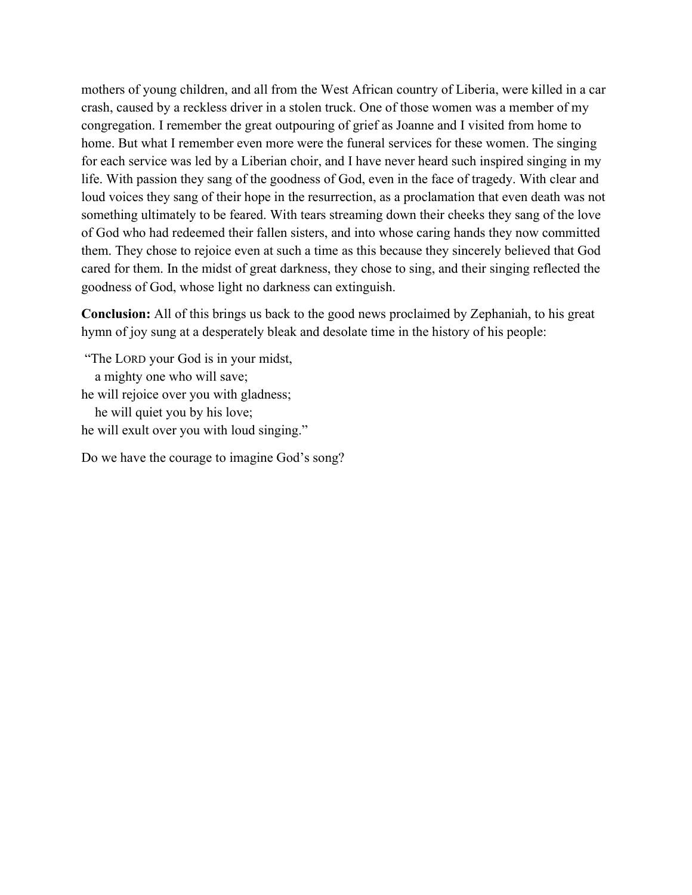mothers of young children, and all from the West African country of Liberia, were killed in a car crash, caused by a reckless driver in a stolen truck. One of those women was a member of my congregation. I remember the great outpouring of grief as Joanne and I visited from home to home. But what I remember even more were the funeral services for these women. The singing for each service was led by a Liberian choir, and I have never heard such inspired singing in my life. With passion they sang of the goodness of God, even in the face of tragedy. With clear and loud voices they sang of their hope in the resurrection, as a proclamation that even death was not something ultimately to be feared. With tears streaming down their cheeks they sang of the love of God who had redeemed their fallen sisters, and into whose caring hands they now committed them. They chose to rejoice even at such a time as this because they sincerely believed that God cared for them. In the midst of great darkness, they chose to sing, and their singing reflected the goodness of God, whose light no darkness can extinguish.

**Conclusion:** All of this brings us back to the good news proclaimed by Zephaniah, to his great hymn of joy sung at a desperately bleak and desolate time in the history of his people:

"The LORD your God is in your midst,
  a mighty one who will save;
he will rejoice over you with gladness;
  he will quiet you by his love;
he will exult over you with loud singing."

Do we have the courage to imagine God's song?